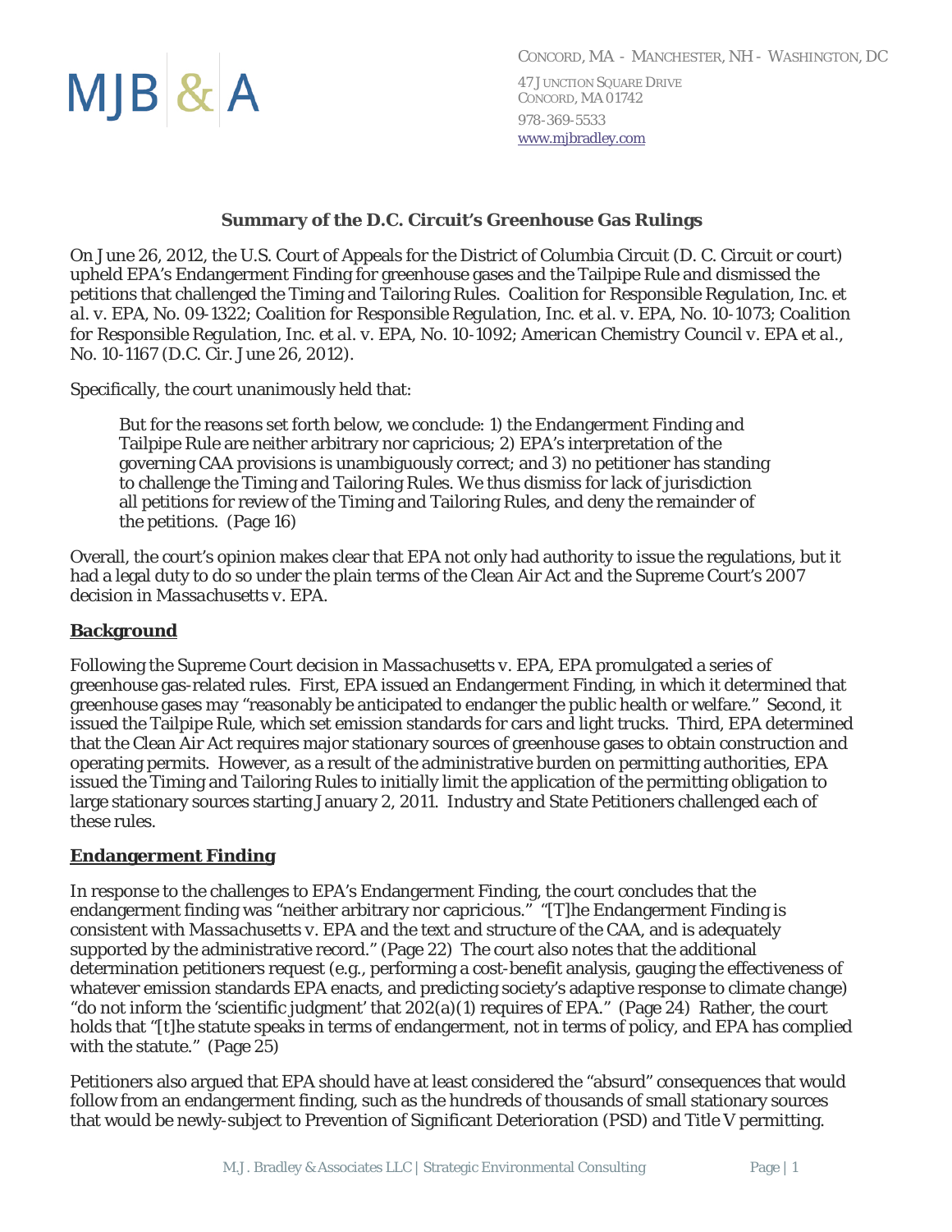MJB & A

CONCORD, MA - MANCHESTER, NH - WASHINGTON, DC

47 JUNCTION SQUARE DRIVE
CONCORD, MA 01742
978-369-5533
www.mjbradley.com

### Summary of the D.C. Circuit's Greenhouse Gas Rulings

On June 26, 2012, the U.S. Court of Appeals for the District of Columbia Circuit (D. C. Circuit or court) upheld EPA's Endangerment Finding for greenhouse gases and the Tailpipe Rule and dismissed the petitions that challenged the Timing and Tailoring Rules. *Coalition for Responsible Regulation, Inc. et al. v. EPA*, No. 09-1322; *Coalition for Responsible Regulation, Inc. et al. v. EPA*, No. 10-1073; *Coalition for Responsible Regulation, Inc. et al. v. EPA*, No. 10-1092; *American Chemistry Council v. EPA et al.*, No. 10-1167 (D.C. Cir. June 26, 2012).

Specifically, the court unanimously held that:

> But for the reasons set forth below, we conclude: 1) the Endangerment Finding and Tailpipe Rule are neither arbitrary nor capricious; 2) EPA's interpretation of the governing CAA provisions is unambiguously correct; and 3) no petitioner has standing to challenge the Timing and Tailoring Rules. We thus dismiss for lack of jurisdiction all petitions for review of the Timing and Tailoring Rules, and deny the remainder of the petitions. (Page 16)

Overall, the court's opinion makes clear that EPA not only had authority to issue the regulations, but it had a legal duty to do so under the plain terms of the Clean Air Act and the Supreme Court's 2007 decision in *Massachusetts v. EPA*.

**Background**

Following the Supreme Court decision in *Massachusetts v. EPA*, EPA promulgated a series of greenhouse gas-related rules. First, EPA issued an Endangerment Finding, in which it determined that greenhouse gases may "reasonably be anticipated to endanger the public health or welfare." Second, it issued the Tailpipe Rule, which set emission standards for cars and light trucks. Third, EPA determined that the Clean Air Act requires major stationary sources of greenhouse gases to obtain construction and operating permits. However, as a result of the administrative burden on permitting authorities, EPA issued the Timing and Tailoring Rules to initially limit the application of the permitting obligation to large stationary sources starting January 2, 2011. Industry and State Petitioners challenged each of these rules.

**Endangerment Finding**

In response to the challenges to EPA's Endangerment Finding, the court concludes that the endangerment finding was "neither arbitrary nor capricious." "[T]he Endangerment Finding is consistent with *Massachusetts v. EPA* and the text and structure of the CAA, and is adequately supported by the administrative record." (Page 22) The court also notes that the additional determination petitioners request (e.g., performing a cost-benefit analysis, gauging the effectiveness of whatever emission standards EPA enacts, and predicting society's adaptive response to climate change) "do not inform the 'scientific judgment' that 202(a)(1) requires of EPA." (Page 24) Rather, the court holds that "[t]he statute speaks in terms of endangerment, not in terms of policy, and EPA has complied with the statute." (Page 25)

Petitioners also argued that EPA should have at least considered the "absurd" consequences that would follow from an endangerment finding, such as the hundreds of thousands of small stationary sources that would be newly-subject to Prevention of Significant Deterioration (PSD) and Title V permitting.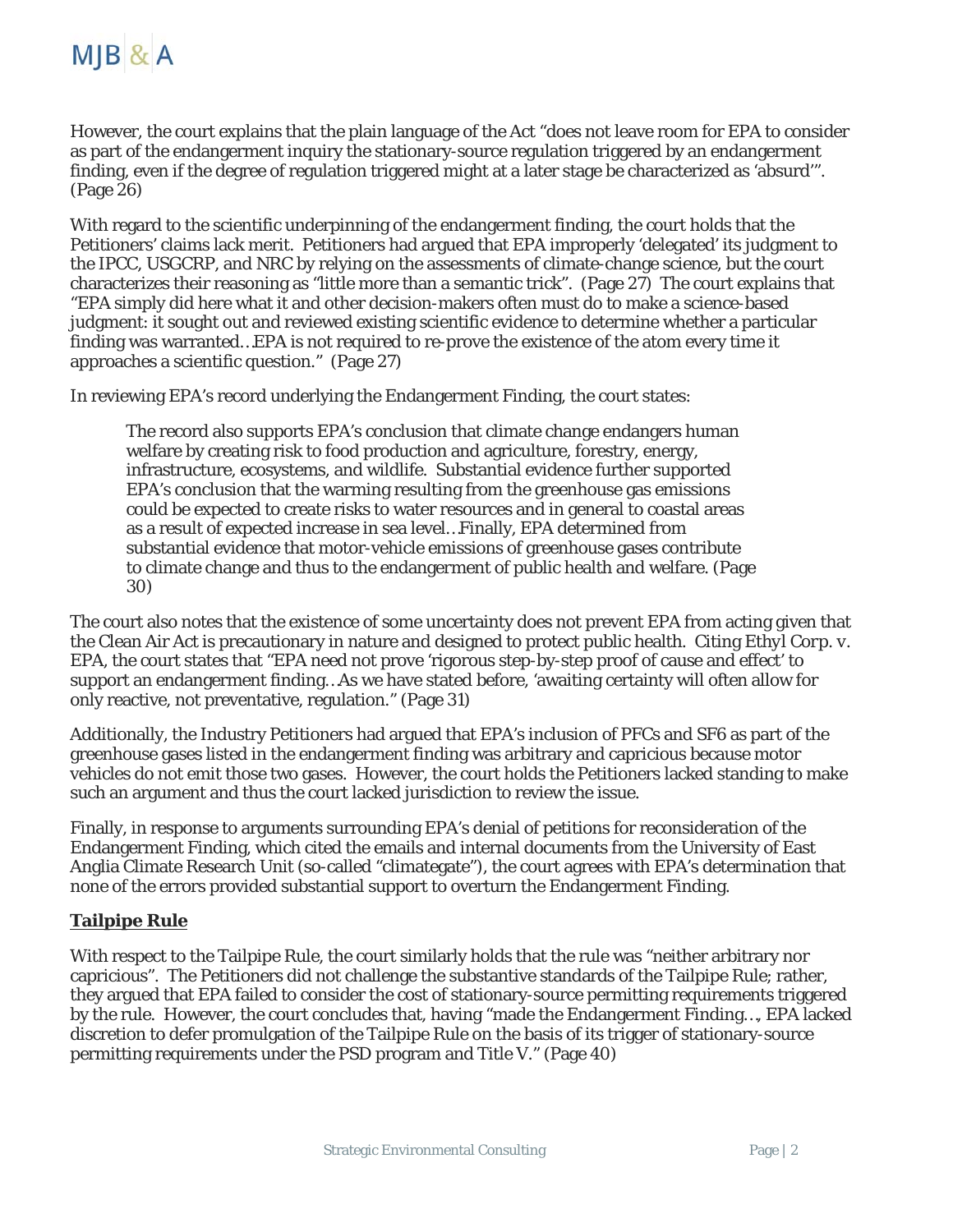However, the court explains that the plain language of the Act "does not leave room for EPA to consider as part of the endangerment inquiry the stationary-source regulation triggered by an endangerment finding, even if the degree of regulation triggered might at a later stage be characterized as 'absurd'". (Page 26)

With regard to the scientific underpinning of the endangerment finding, the court holds that the Petitioners' claims lack merit. Petitioners had argued that EPA improperly 'delegated' its judgment to the IPCC, USGCRP, and NRC by relying on the assessments of climate-change science, but the court characterizes their reasoning as "little more than a semantic trick". (Page 27) The court explains that "EPA simply did here what it and other decision-makers often must do to make a science-based judgment: it sought out and reviewed existing scientific evidence to determine whether a particular finding was warranted…EPA is not required to re-prove the existence of the atom every time it approaches a scientific question." (Page 27)

In reviewing EPA's record underlying the Endangerment Finding, the court states:

> The record also supports EPA's conclusion that climate change endangers human welfare by creating risk to food production and agriculture, forestry, energy, infrastructure, ecosystems, and wildlife. Substantial evidence further supported EPA's conclusion that the warming resulting from the greenhouse gas emissions could be expected to create risks to water resources and in general to coastal areas as a result of expected increase in sea level…Finally, EPA determined from substantial evidence that motor-vehicle emissions of greenhouse gases contribute to climate change and thus to the endangerment of public health and welfare. (Page 30)

The court also notes that the existence of some uncertainty does not prevent EPA from acting given that the Clean Air Act is precautionary in nature and designed to protect public health. Citing Ethyl Corp. v. EPA, the court states that "EPA need not prove 'rigorous step-by-step proof of cause and effect' to support an endangerment finding…As we have stated before, 'awaiting certainty will often allow for only reactive, not preventative, regulation." (Page 31)

Additionally, the Industry Petitioners had argued that EPA's inclusion of PFCs and SF6 as part of the greenhouse gases listed in the endangerment finding was arbitrary and capricious because motor vehicles do not emit those two gases. However, the court holds the Petitioners lacked standing to make such an argument and thus the court lacked jurisdiction to review the issue.

Finally, in response to arguments surrounding EPA's denial of petitions for reconsideration of the Endangerment Finding, which cited the emails and internal documents from the University of East Anglia Climate Research Unit (so-called "climategate"), the court agrees with EPA's determination that none of the errors provided substantial support to overturn the Endangerment Finding.

**Tailpipe Rule**

With respect to the Tailpipe Rule, the court similarly holds that the rule was "neither arbitrary nor capricious". The Petitioners did not challenge the substantive standards of the Tailpipe Rule; rather, they argued that EPA failed to consider the cost of stationary-source permitting requirements triggered by the rule. However, the court concludes that, having "made the Endangerment Finding…, EPA lacked discretion to defer promulgation of the Tailpipe Rule on the basis of its trigger of stationary-source permitting requirements under the PSD program and Title V." (Page 40)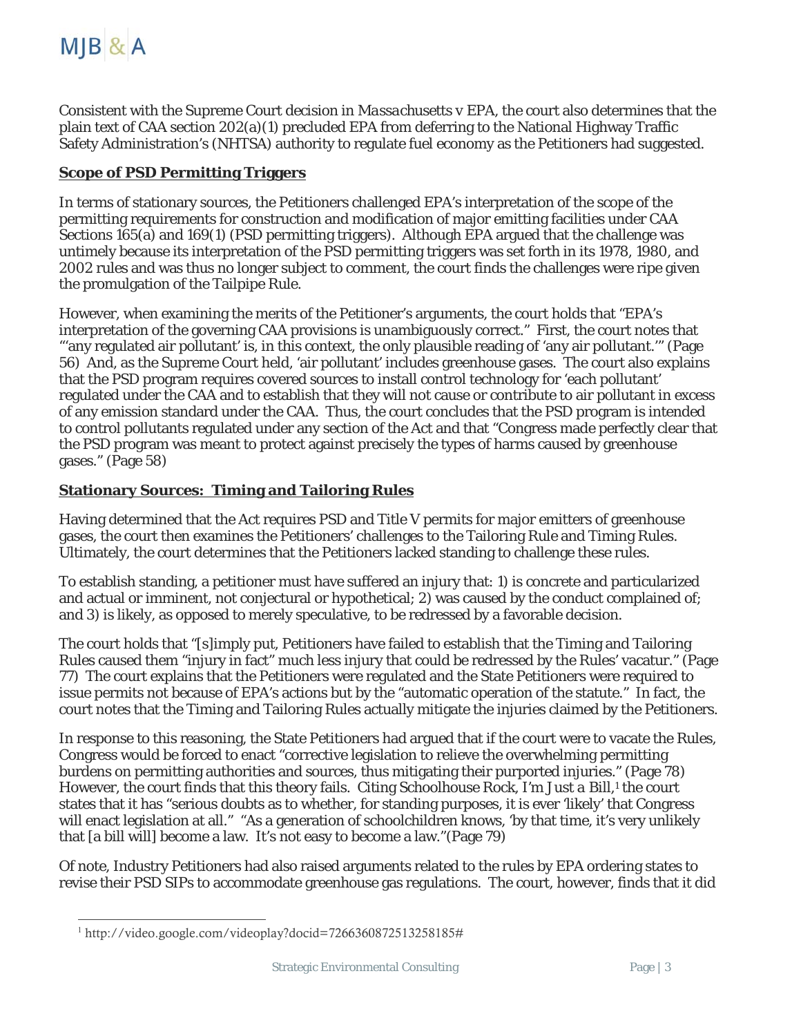Consistent with the Supreme Court decision in *Massachusetts v EPA*, the court also determines that the plain text of CAA section 202(a)(1) precluded EPA from deferring to the National Highway Traffic Safety Administration's (NHTSA) authority to regulate fuel economy as the Petitioners had suggested.

**Scope of PSD Permitting Triggers**

In terms of stationary sources, the Petitioners challenged EPA's interpretation of the scope of the permitting requirements for construction and modification of major emitting facilities under CAA Sections 165(a) and 169(1) (PSD permitting triggers). Although EPA argued that the challenge was untimely because its interpretation of the PSD permitting triggers was set forth in its 1978, 1980, and 2002 rules and was thus no longer subject to comment, the court finds the challenges were ripe given the promulgation of the Tailpipe Rule.

However, when examining the merits of the Petitioner's arguments, the court holds that "EPA's interpretation of the governing CAA provisions is unambiguously correct." First, the court notes that "'any regulated air pollutant' is, in this context, the only plausible reading of 'any air pollutant.'" (Page 56) And, as the Supreme Court held, 'air pollutant' includes greenhouse gases. The court also explains that the PSD program requires covered sources to install control technology for 'each pollutant' regulated under the CAA and to establish that they will not cause or contribute to air pollutant in excess of any emission standard under the CAA. Thus, the court concludes that the PSD program is intended to control pollutants regulated under any section of the Act and that "Congress made perfectly clear that the PSD program was meant to protect against precisely the types of harms caused by greenhouse gases." (Page 58)

**Stationary Sources: Timing and Tailoring Rules**

Having determined that the Act requires PSD and Title V permits for major emitters of greenhouse gases, the court then examines the Petitioners' challenges to the Tailoring Rule and Timing Rules. Ultimately, the court determines that the Petitioners lacked standing to challenge these rules.

To establish standing, a petitioner must have suffered an injury that: 1) is concrete and particularized and actual or imminent, not conjectural or hypothetical; 2) was caused by the conduct complained of; and 3) is likely, as opposed to merely speculative, to be redressed by a favorable decision.

The court holds that "[s]imply put, Petitioners have failed to establish that the Timing and Tailoring Rules caused them "injury in fact" much less injury that could be redressed by the Rules' vacatur." (Page 77) The court explains that the Petitioners were regulated and the State Petitioners were required to issue permits not because of EPA's actions but by the "automatic operation of the statute." In fact, the court notes that the Timing and Tailoring Rules actually mitigate the injuries claimed by the Petitioners.

In response to this reasoning, the State Petitioners had argued that if the court were to vacate the Rules, Congress would be forced to enact "corrective legislation to relieve the overwhelming permitting burdens on permitting authorities and sources, thus mitigating their purported injuries." (Page 78) However, the court finds that this theory fails. Citing Schoolhouse Rock, I'm Just a Bill,[1] the court states that it has "serious doubts as to whether, for standing purposes, it is ever 'likely' that Congress will enact legislation at all." "As a generation of schoolchildren knows, 'by that time, it's very unlikely that [a bill will] become a law. It's not easy to become a law."(Page 79)

Of note, Industry Petitioners had also raised arguments related to the rules by EPA ordering states to revise their PSD SIPs to accommodate greenhouse gas regulations. The court, however, finds that it did

[1] http://video.google.com/videoplay?docid=7266360872513258185#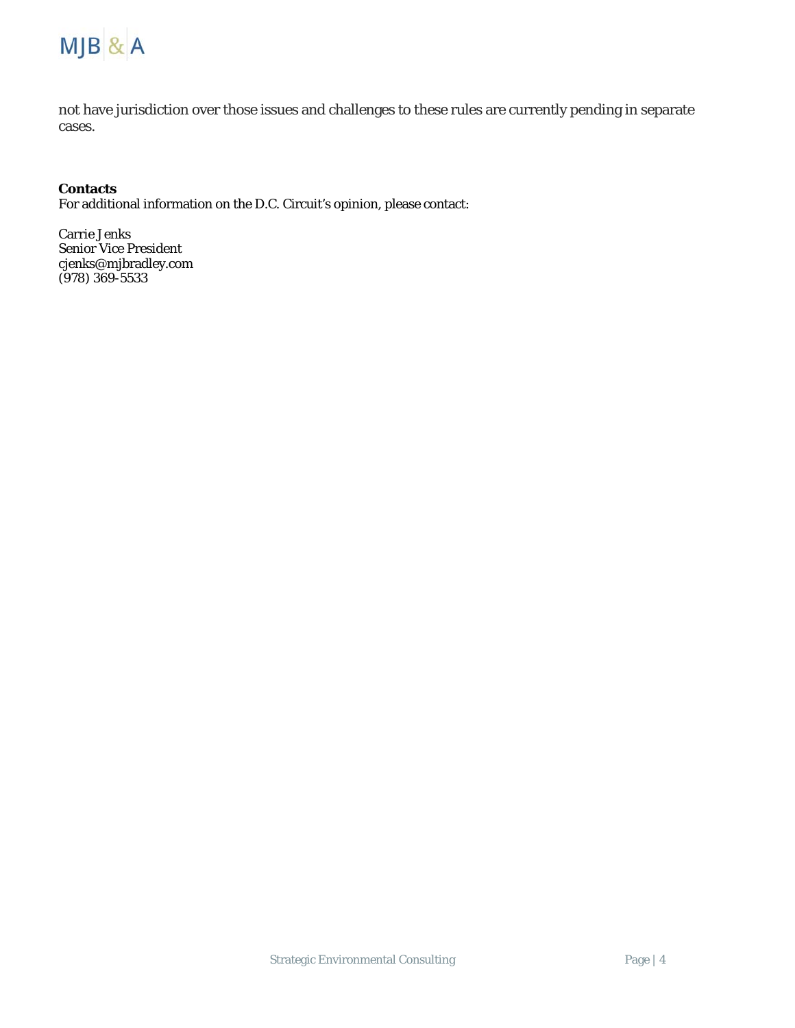not have jurisdiction over those issues and challenges to these rules are currently pending in separate cases.

**Contacts**

For additional information on the D.C. Circuit's opinion, please contact:

Carrie Jenks
Senior Vice President
cjenks@mjbradley.com
(978) 369-5533